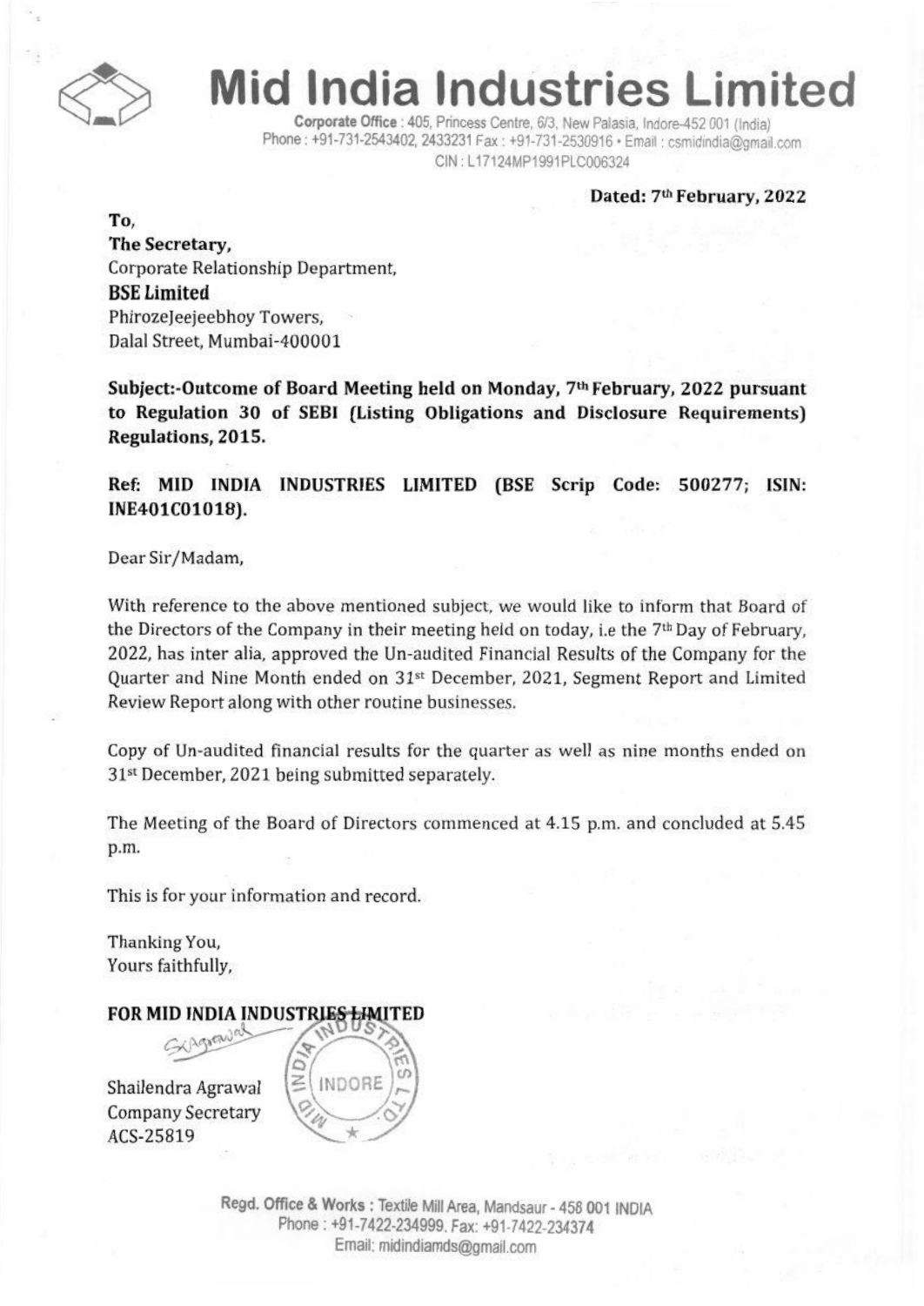# Mid India Industries Limited

Corporate Office : 405, Princess Centre, 6/3, New Palasia, Indore-452 001 (India)
Phone : +91-731-2543402, 2433231 Fax : +91-731-2530916 • Email : csmidindia@gmail.com
CIN : L17124MP1991PLC006324

**Dated: 7th February, 2022**

**To,**
**The Secretary,**
Corporate Relationship Department,
**BSE Limited**
PhirozeJeejeebhoy Towers,
Dalal Street, Mumbai-400001

**Subject:-Outcome of Board Meeting held on Monday, 7th February, 2022 pursuant to Regulation 30 of SEBI (Listing Obligations and Disclosure Requirements) Regulations, 2015.**

**Ref: MID INDIA INDUSTRIES LIMITED (BSE Scrip Code: 500277; ISIN: INE401C01018).**

Dear Sir/Madam,

With reference to the above mentioned subject, we would like to inform that Board of the Directors of the Company in their meeting held on today, i.e the 7th Day of February, 2022, has inter alia, approved the Un-audited Financial Results of the Company for the Quarter and Nine Month ended on 31st December, 2021, Segment Report and Limited Review Report along with other routine businesses.

Copy of Un-audited financial results for the quarter as well as nine months ended on 31st December, 2021 being submitted separately.

The Meeting of the Board of Directors commenced at 4.15 p.m. and concluded at 5.45 p.m.

This is for your information and record.

Thanking You,
Yours faithfully,

**FOR MID INDIA INDUSTRIES LIMITED**

Shailendra Agrawal
Company Secretary
ACS-25819

Regd. Office & Works : Textile Mill Area, Mandsaur - 458 001 INDIA
Phone : +91-7422-234999, Fax: +91-7422-234374
Email: midindiamds@gmail.com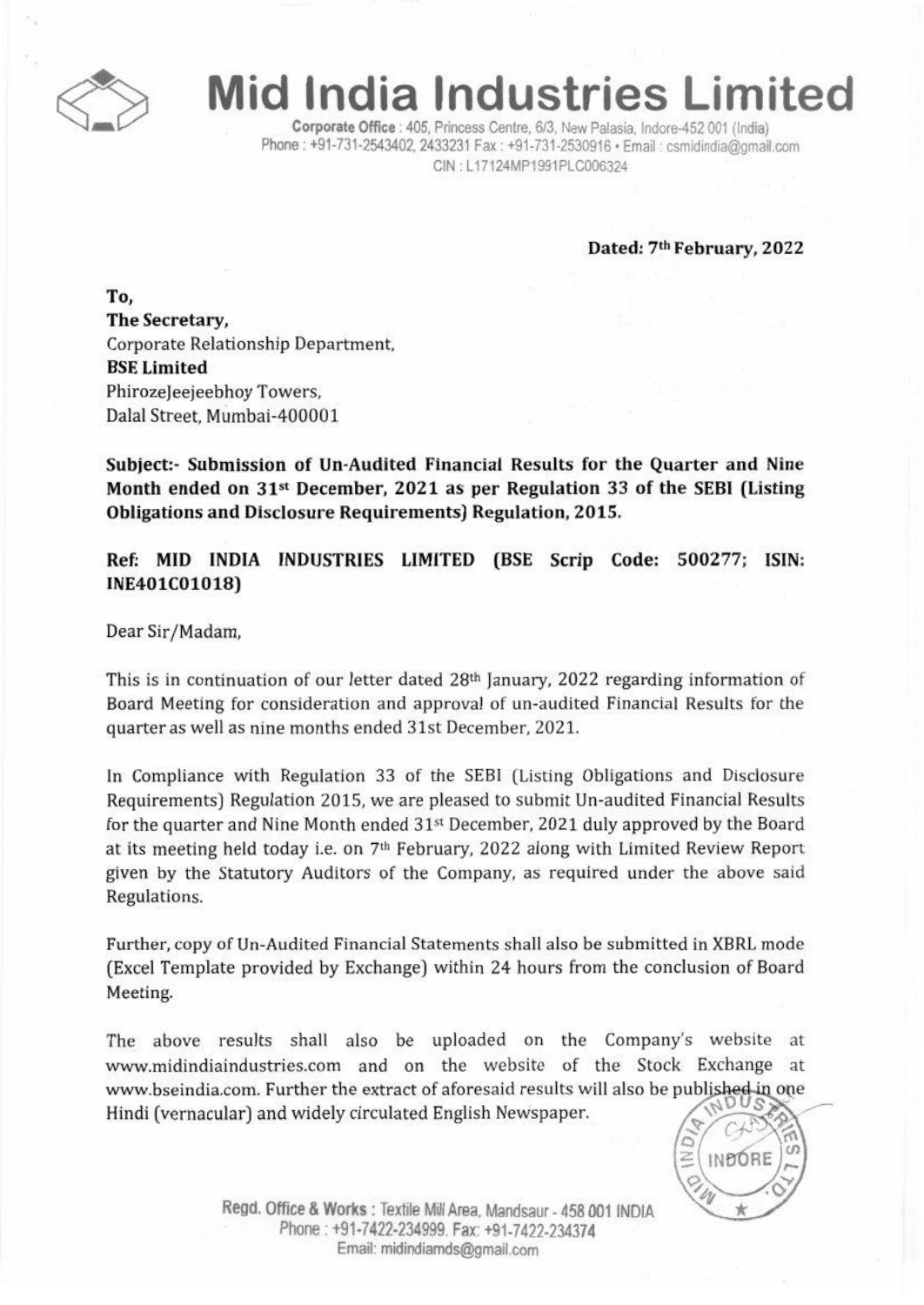# Mid India Industries Limited

**Corporate Office** : 405, Princess Centre, 6/3, New Palasia, Indore-452 001 (India)
Phone : +91-731-2543402, 2433231 Fax : +91-731-2530916 • Email : csmidindia@gmail.com
CIN : L17124MP1991PLC006324

**Dated: 7th February, 2022**

**To,**
**The Secretary,**
Corporate Relationship Department,
**BSE Limited**
PhirozeJeejeebhoy Towers,
Dalal Street, Mumbai-400001

**Subject:- Submission of Un-Audited Financial Results for the Quarter and Nine Month ended on 31st December, 2021 as per Regulation 33 of the SEBI (Listing Obligations and Disclosure Requirements) Regulation, 2015.**

**Ref: MID INDIA INDUSTRIES LIMITED (BSE Scrip Code: 500277; ISIN: INE401C01018)**

Dear Sir/Madam,

This is in continuation of our letter dated 28th January, 2022 regarding information of Board Meeting for consideration and approval of un-audited Financial Results for the quarter as well as nine months ended 31st December, 2021.

In Compliance with Regulation 33 of the SEBI (Listing Obligations and Disclosure Requirements) Regulation 2015, we are pleased to submit Un-audited Financial Results for the quarter and Nine Month ended 31st December, 2021 duly approved by the Board at its meeting held today i.e. on 7th February, 2022 along with Limited Review Report given by the Statutory Auditors of the Company, as required under the above said Regulations.

Further, copy of Un-Audited Financial Statements shall also be submitted in XBRL mode (Excel Template provided by Exchange) within 24 hours from the conclusion of Board Meeting.

The above results shall also be uploaded on the Company's website at www.midindiaindustries.com and on the website of the Stock Exchange at www.bseindia.com. Further the extract of aforesaid results will also be published in one Hindi (vernacular) and widely circulated English Newspaper.

Regd. Office & Works : Textile Mill Area, Mandsaur - 458 001 INDIA
Phone : +91-7422-234999. Fax: +91-7422-234374
Email: midindiamds@gmail.com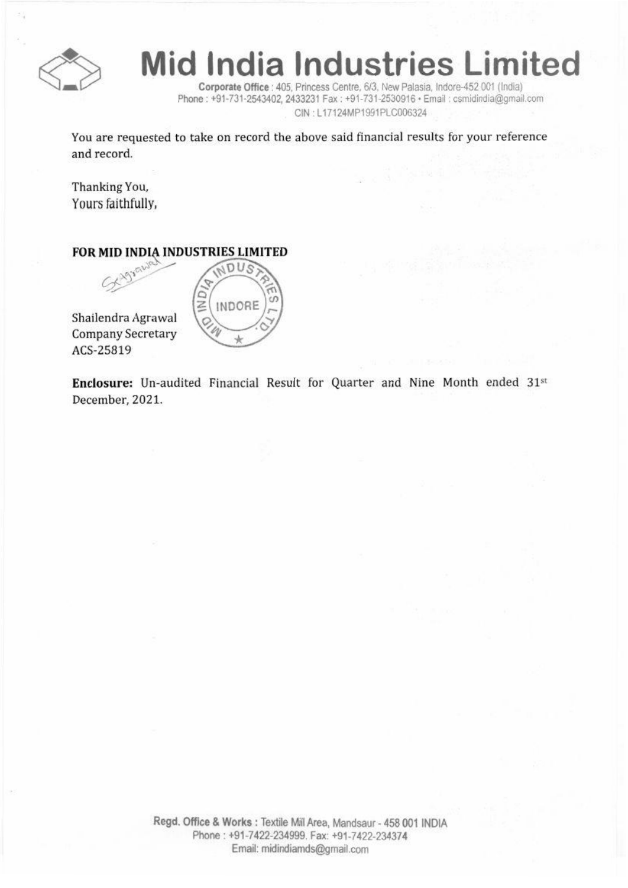# Mid India Industries Limited

**Corporate Office** : 405, Princess Centre, 6/3, New Palasia, Indore-452 001 (India)
Phone : +91-731-2543402, 2433231 Fax : +91-731-2530916 • Email : csmidindia@gmail.com
CIN : L17124MP1991PLC006324

You are requested to take on record the above said financial results for your reference and record.

Thanking You,
Yours faithfully,

**FOR MID INDIA INDUSTRIES LIMITED**

Shailendra Agrawal
Company Secretary
ACS-25819

**Enclosure:** Un-audited Financial Result for Quarter and Nine Month ended 31st December, 2021.

**Regd. Office & Works** : Textile Mill Area, Mandsaur - 458 001 INDIA
Phone : +91-7422-234999. Fax: +91-7422-234374
Email: midindiamds@gmail.com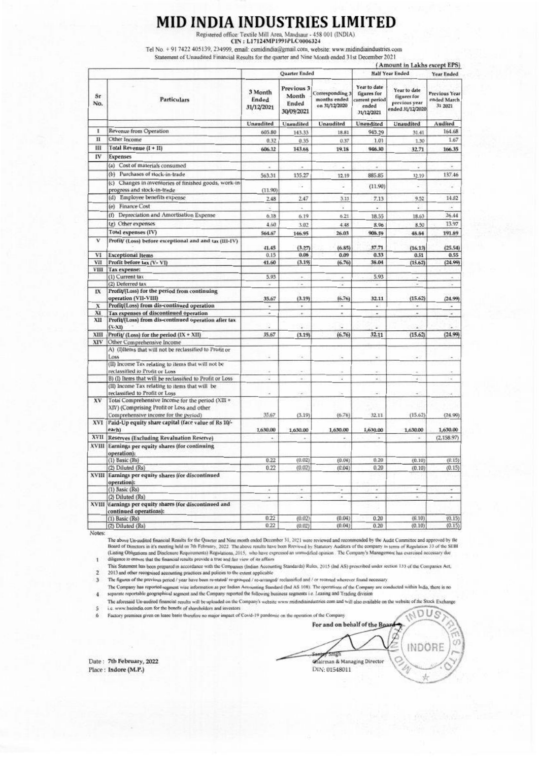# MID INDIA INDUSTRIES LIMITED

Registered office: Textile Mill Area, Mandsaur - 458 001 (INDIA)
CIN : L17124MP1991PLC0006324

Tel No. + 91 7422 405139, 234999, email: csmidindia@gmail.com, website: www.midindiaindustries.com

Statement of Unaudited Financial Results for the quarter and Nine Month ended 31st December 2021

(Amount in Lakhs except EPS)

| Sr No. | Particulars | Quarter Ended | | | Half Year Ended | | Year Ended |
|---|---|---|---|---|---|---|---|
| | | 3 Month Ended 31/12/2021 | Previous 3 Month Ended 30/09/2021 | Corresponding 3 months ended on 31/12/2020 | Year to date figures for current period ended 31/12/2021 | Year to date figures for previous year ended 31/12/2020 | Previous Year ended March 31 2021 |
| | | Unaudited | Unaudited | Unaudited | Unaudited | Unaudited | Audited |
| I | Revenue from Operation | 605.80 | 143.33 | 18.81 | 945.29 | 31.41 | 164.68 |
| II | Other Income | 0.32 | 0.35 | 0.37 | 1.01 | 1.30 | 1.67 |
| III | Total Revenue (I + II) | 606.12 | 143.68 | 19.18 | 946.30 | 32.71 | 166.35 |
| IV | Expenses | | | | | | |
| | (a) Cost of materials consumed | - | - | - | - | - | - |
| | (b) Purchases of stock-in-trade | 563.31 | 135.27 | 12.19 | 885.85 | 12.19 | 137.46 |
| | (c) Changes in inventories of finished goods, work-in-progress and stock-in-trade | (11.90) | - | - | (11.90) | - | - |
| | (d) Employee benefits expense | 2.48 | 2.47 | 3.15 | 7.13 | 9.52 | 14.02 |
| | (e) Finance Cost | - | - | - | - | - | - |
| | (f) Depreciation and Amortisation Expense | 6.18 | 6.19 | 6.21 | 18.55 | 18.63 | 26.44 |
| | (g) Other expenses | 4.60 | 3.02 | 4.48 | 8.96 | 8.50 | 13.97 |
| | Total expenses (IV) | 564.67 | 146.95 | 26.03 | 908.59 | 48.84 | 191.89 |
| V | Profit/ (Loss) before exceptional and and tax (III-IV) | 41.45 | (3.27) | (6.85) | 37.71 | (16.13) | (25.54) |
| VI | Exceptional Items | 0.15 | 0.08 | 0.09 | 0.33 | 0.51 | 0.55 |
| VII | Profit before tax (V- VI) | 41.60 | (3.19) | (6.76) | 38.04 | (15.62) | (24.99) |
| VIII | Tax expense: | | | | | | |
| | (1) Current tax | 5.93 | - | - | 5.93 | - | - |
| | (2) Deferred tax | - | - | - | - | - | - |
| IX | Profit/(Loss) for the period from continuing operation (VII-VIII) | 35.67 | (3.19) | (6.76) | 32.11 | (15.62) | (24.99) |
| X | Profit/(Loss) from dis-continued operation | - | - | - | - | - | - |
| XI | Tax expenses of discontinued operation | - | - | - | - | - | - |
| XII | Profit/(Loss) from dis-continued operation after tax (X-XI) | - | - | - | - | - | - |
| XIII | Profit/ (Loss) for the period (IX + XII) | 35.67 | (3.19) | (6.76) | 32.11 | (15.62) | (24.99) |
| XIV | Other Comprehensive Income | | | | | | |
| | A) (I)Items that will not be reclassified to Profit or Loss | - | - | - | - | - | - |
| | (II) Income Tax relating to items that will not be reclassified to Profit or Loss | - | - | - | - | - | - |
| | B) (I) Items that will be reclassified to Profit or Loss | - | - | - | - | - | - |
| | (II) Income Tax relating to items that will be reclassified to Profit or Loss | - | - | - | - | - | - |
| XV | Total Comprehensive Income for the period (XIII + XIV) (Comprising Profit or Loss and other Comprehensive income for the period) | 35.67 | (3.19) | (6.76) | 32.11 | (15.62) | (24.99) |
| XVI | Paid-Up equity share capital (face value of Rs 10/- each) | 1,630.00 | 1,630.00 | 1,630.00 | 1,630.00 | 1,630.00 | 1,630.00 |
| XVII | Reserves (Excluding Revaluation Reserve) | - | - | - | - | - | (2,158.97) |
| XVIII | Earnings per equity shares (for continuing operation): | | | | | | |
| | (1) Basic (Rs) | 0.22 | (0.02) | (0.04) | 0.20 | (0.10) | (0.15) |
| | (2) Diluted (Rs) | 0.22 | (0.02) | (0.04) | 0.20 | (0.10) | (0.15) |
| XVIII | Earnings per equity shares (for discontinued operation): | | | | | | |
| | (1) Basic (Rs) | - | - | - | - | - | - |
| | (2) Diluted (Rs) | - | - | - | - | - | - |
| XVIII | Earnings per equity shares (for discontinued and continued operations): | | | | | | |
| | (1) Basic (Rs) | 0.22 | (0.02) | (0.04) | 0.20 | (0.10) | (0.15) |
| | (2) Diluted (Rs) | 0.22 | (0.02) | (0.04) | 0.20 | (0.10) | (0.15) |

Notes:

1. The above Un-audited financial Results for the Quarter and Nine month ended December 31, 2021 were reviewed and recommended by the Audit Committee and approved by the Board of Directors in it's meeting held on 7th February, 2022. The above results have been Reviewed by Statutory Auditors of the company in terms of Regulation 33 of the SEBI (Listing Obligations and Disclosure Requirements) Regulations, 2015, who have expressed an unmodified opinion. The Company's Management has exercised necessary due diligence to ensure that the financial results provide a true and fair view of its affairs
2. This Statement has been prepared in accordance with the Companies (Indian Accounting Standards) Rules, 2015 (Ind AS) prescribed under section 133 of the Companies Act, 2013 and other recognised accounting practices and policies to the extent applicable
3. The figures of the previous period / year have been re-stated/ re-grouped / re-arranged/ reclassified and / or recasted wherever found necessary
4. The Company has reported segment wise information as per Indian Accounting Standard (Ind AS 108). The operations of the Company are conducted within India, there is no separate reportable geographical segment and the Company reported the following business segments i.e. Leasing and Trading division
5. The aforesaid Un-audited financial results will be uploaded on the Company's website www.midindiaindustries.com and will also available on the website of the Stock Exchange i.e. www.bseindia.com for the benefit of shareholders and investors
6. Factory premises given on lease basis therefore no major impact of Covid-19 pandemic on the operation of the Company

For and on behalf of the Board

Sanjay Singh
Chairman & Managing Director
DIN: 01548011

Date : 7th February, 2022
Place : Indore (M.P.)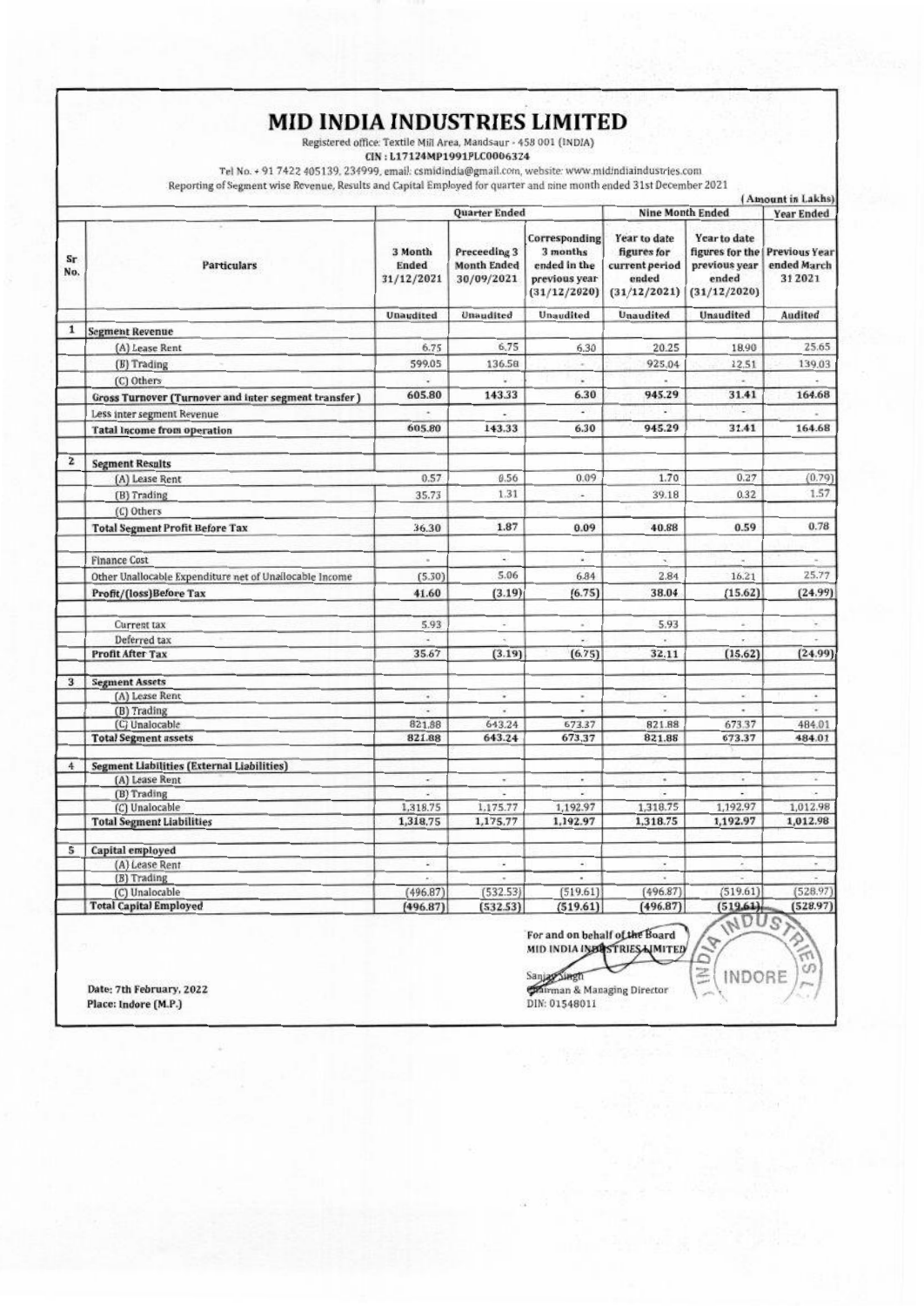# MID INDIA INDUSTRIES LIMITED

Registered office: Textile Mill Area, Mandsaur - 458 001 (INDIA)

CIN : L17124MP1991PLC006324

Tel No. + 91 7422 405139, 234999, email: csmidindia@gmail.com, website: www.midindiaindustries.com

Reporting of Segment wise Revenue, Results and Capital Employed for quarter and nine month ended 31st December 2021

(Amount in Lakhs)

| Sr No. | Particulars | Quarter Ended | | | Nine Month Ended | | Year Ended |
|---|---|---|---|---|---|---|---|
| | | 3 Month Ended 31/12/2021 | Preceeding 3 Month Ended 30/09/2021 | Corresponding 3 months ended in the previous year (31/12/2020) | Year to date figures for current period ended (31/12/2021) | Year to date figures for the previous year ended (31/12/2020) | Previous Year ended March 31 2021 |
| | | Unaudited | Unaudited | Unaudited | Unaudited | Unaudited | Audited |
| 1 | **Segment Revenue** | | | | | | |
| | (A) Lease Rent | 6.75 | 6.75 | 6.30 | 20.25 | 18.90 | 25.65 |
| | (B) Trading | 599.05 | 136.58 | - | 925.04 | 12.51 | 139.03 |
| | (C) Others | - | - | - | - | - | - |
| | **Gross Turnover (Turnover and inter segment transfer)** | 605.80 | 143.33 | 6.30 | 945.29 | 31.41 | 164.68 |
| | Less inter segment Revenue | - | - | - | - | - | - |
| | **Tatal Income from operation** | 605.80 | 143.33 | 6.30 | 945.29 | 31.41 | 164.68 |
| 2 | **Segment Results** | | | | | | |
| | (A) Lease Rent | 0.57 | 0.56 | 0.09 | 1.70 | 0.27 | (0.79) |
| | (B) Trading | 35.73 | 1.31 | - | 39.18 | 0.32 | 1.57 |
| | (C) Others | | | | | | |
| | **Total Segment Profit Before Tax** | 36.30 | 1.87 | 0.09 | 40.88 | 0.59 | 0.78 |
| | Finance Cost | - | - | - | - | - | - |
| | Other Unallocable Expenditure net of Unallocable Income | (5.30) | 5.06 | 6.84 | 2.84 | 16.21 | 25.77 |
| | **Profit/(loss)Before Tax** | 41.60 | (3.19) | (6.75) | 38.04 | (15.62) | (24.99) |
| | Current tax | 5.93 | - | - | 5.93 | - | - |
| | Deferred tax | - | - | - | - | - | - |
| | **Profit After Tax** | 35.67 | (3.19) | (6.75) | 32.11 | (15.62) | (24.99) |
| 3 | **Segment Assets** | | | | | | |
| | (A) Lease Rent | - | - | - | - | - | - |
| | (B) Trading | - | - | - | - | - | - |
| | (C) Unalocable | 821.88 | 643.24 | 673.37 | 821.88 | 673.37 | 484.01 |
| | **Total Segment assets** | 821.88 | 643.24 | 673.37 | 821.88 | 673.37 | 484.01 |
| 4 | **Segment Liabilities (External Liabilities)** | | | | | | |
| | (A) Lease Rent | - | - | - | - | - | - |
| | (B) Trading | - | - | - | - | - | - |
| | (C) Unalocable | 1,318.75 | 1,175.77 | 1,192.97 | 1,318.75 | 1,192.97 | 1,012.98 |
| | **Total Segment Liabilities** | 1,318.75 | 1,175.77 | 1,192.97 | 1,318.75 | 1,192.97 | 1,012.98 |
| 5 | **Capital employed** | | | | | | |
| | (A) Lease Rent | - | - | - | - | - | - |
| | (B) Trading | - | - | - | - | - | - |
| | (C) Unalocable | (496.87) | (532.53) | (519.61) | (496.87) | (519.61) | (528.97) |
| | **Total Capital Employed** | (496.87) | (532.53) | (519.61) | (496.87) | (519.61) | (528.97) |

For and on behalf of the Board
MID INDIA INDUSTRIES LIMITED

Sanjay Singh
Chairman & Managing Director
DIN: 01548011

Date: 7th February, 2022
Place: Indore (M.P.)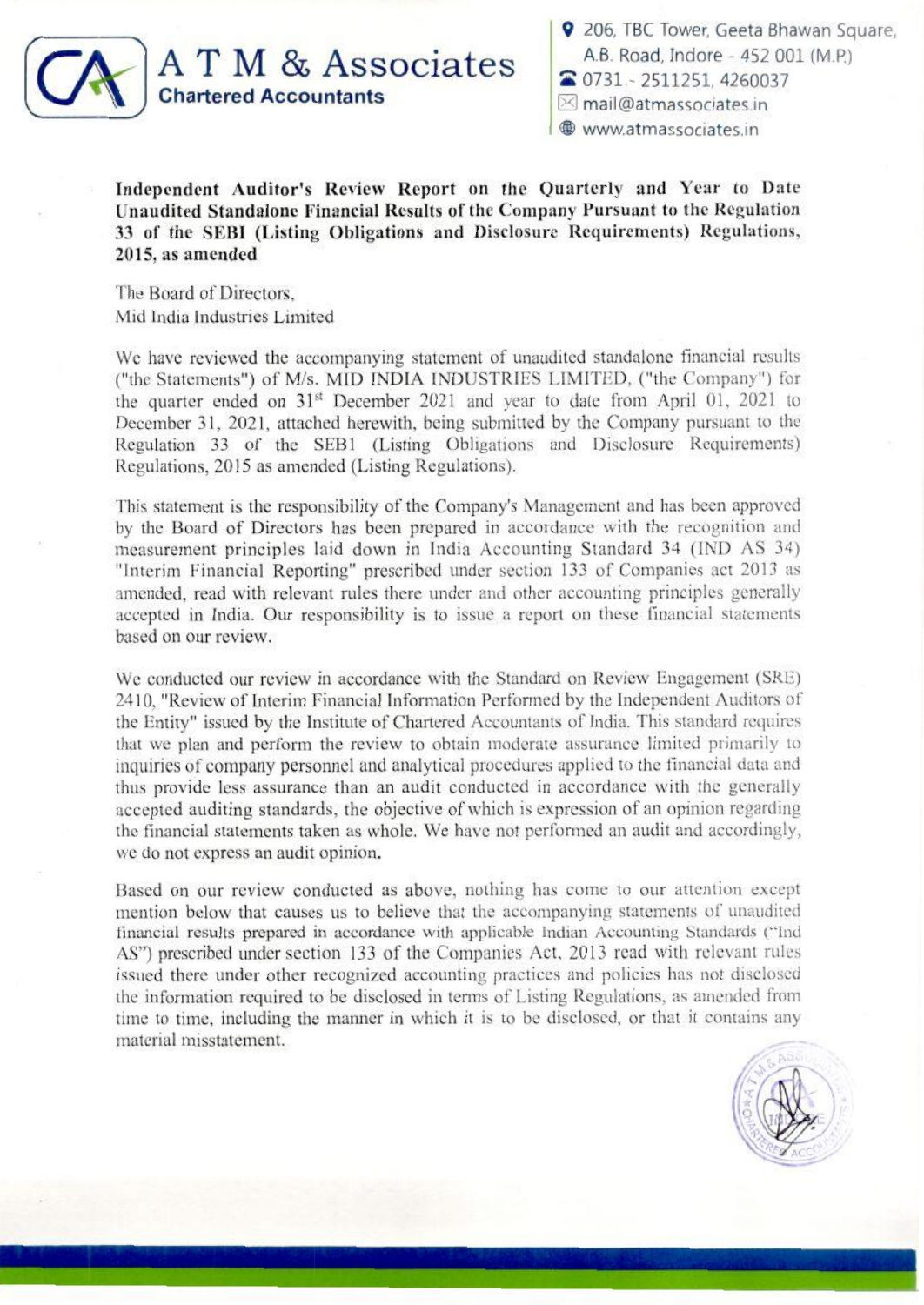**A T M & Associates**
**Chartered Accountants**

206, TBC Tower, Geeta Bhawan Square,
A.B. Road, Indore - 452 001 (M.P.)
0731 - 2511251, 4260037
mail@atmassociates.in
www.atmassociates.in

**Independent Auditor's Review Report on the Quarterly and Year to Date Unaudited Standalone Financial Results of the Company Pursuant to the Regulation 33 of the SEBI (Listing Obligations and Disclosure Requirements) Regulations, 2015, as amended**

The Board of Directors,
Mid India Industries Limited

We have reviewed the accompanying statement of unaudited standalone financial results ("the Statements") of M/s. MID INDIA INDUSTRIES LIMITED, ("the Company") for the quarter ended on 31st December 2021 and year to date from April 01, 2021 to December 31, 2021, attached herewith, being submitted by the Company pursuant to the Regulation 33 of the SEBI (Listing Obligations and Disclosure Requirements) Regulations, 2015 as amended (Listing Regulations).

This statement is the responsibility of the Company's Management and has been approved by the Board of Directors has been prepared in accordance with the recognition and measurement principles laid down in India Accounting Standard 34 (IND AS 34) "Interim Financial Reporting" prescribed under section 133 of Companies act 2013 as amended, read with relevant rules there under and other accounting principles generally accepted in India. Our responsibility is to issue a report on these financial statements based on our review.

We conducted our review in accordance with the Standard on Review Engagement (SRE) 2410, "Review of Interim Financial Information Performed by the Independent Auditors of the Entity" issued by the Institute of Chartered Accountants of India. This standard requires that we plan and perform the review to obtain moderate assurance limited primarily to inquiries of company personnel and analytical procedures applied to the financial data and thus provide less assurance than an audit conducted in accordance with the generally accepted auditing standards, the objective of which is expression of an opinion regarding the financial statements taken as whole. We have not performed an audit and accordingly, we do not express an audit opinion.

Based on our review conducted as above, nothing has come to our attention except mention below that causes us to believe that the accompanying statements of unaudited financial results prepared in accordance with applicable Indian Accounting Standards ("Ind AS") prescribed under section 133 of the Companies Act, 2013 read with relevant rules issued there under other recognized accounting practices and policies has not disclosed the information required to be disclosed in terms of Listing Regulations, as amended from time to time, including the manner in which it is to be disclosed, or that it contains any material misstatement.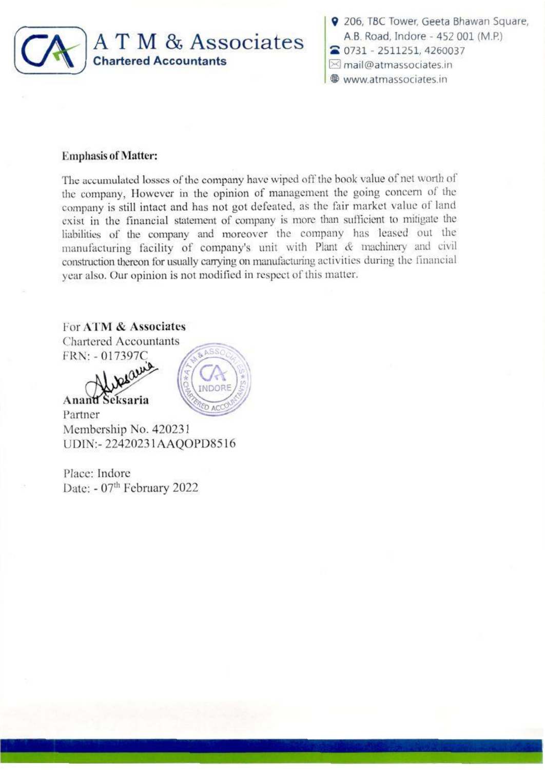**Emphasis of Matter:**

The accumulated losses of the company have wiped off the book value of net worth of the company, However in the opinion of management the going concern of the company is still intact and has not got defeated, as the fair market value of land exist in the financial statement of company is more than sufficient to mitigate the liabilities of the company and moreover the company has leased out the manufacturing facility of company's unit with Plant & machinery and civil construction thereon for usually carrying on manufacturing activities during the financial year also. Our opinion is not modified in respect of this matter.

For **ATM & Associates**
Chartered Accountants
FRN: - 017397C

**Anand Seksaria**
Partner
Membership No. 420231
UDIN:- 22420231AAQOPD8516

Place: Indore
Date: - 07th February 2022